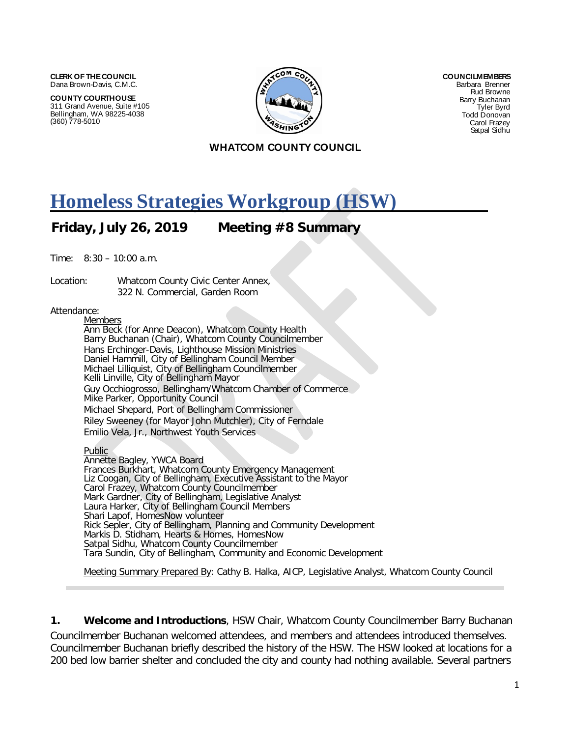**CLERK OF THE COUNCIL**
Dana Brown-Davis, C.M.C.

**COUNTY COURTHOUSE**
311 Grand Avenue, Suite #105
Bellingham, WA 98225-4038
(360) 778-5010

**COUNCILMEMBERS**
Barbara Brenner
Rud Browne
Barry Buchanan
Tyler Byrd
Todd Donovan
Carol Frazey
Satpal Sidhu

**WHATCOM COUNTY COUNCIL**

# Homeless Strategies Workgroup (HSW)

## Friday, July 26, 2019 Meeting #8 Summary

Time: 8:30 – 10:00 a.m.

Location: Whatcom County Civic Center Annex,
322 N. Commercial, Garden Room

Attendance:

Members
- Ann Beck (for Anne Deacon), Whatcom County Health
- Barry Buchanan (Chair), Whatcom County Councilmember
- Hans Erchinger-Davis, Lighthouse Mission Ministries
- Daniel Hammill, City of Bellingham Council Member
- Michael Lilliquist, City of Bellingham Councilmember
- Kelli Linville, City of Bellingham Mayor
- Guy Occhiogrosso, Bellingham/Whatcom Chamber of Commerce
- Mike Parker, Opportunity Council
- Michael Shepard, Port of Bellingham Commissioner
- Riley Sweeney (for Mayor John Mutchler), City of Ferndale
- Emilio Vela, Jr., Northwest Youth Services

Public
- Annette Bagley, YWCA Board
- Frances Burkhart, Whatcom County Emergency Management
- Liz Coogan, City of Bellingham, Executive Assistant to the Mayor
- Carol Frazey, Whatcom County Councilmember
- Mark Gardner, City of Bellingham, Legislative Analyst
- Laura Harker, City of Bellingham Council Members
- Shari Lapof, HomesNow volunteer
- Rick Sepler, City of Bellingham, Planning and Community Development
- Markis D. Stidham, Hearts & Homes, HomesNow
- Satpal Sidhu, Whatcom County Councilmember
- Tara Sundin, City of Bellingham, Community and Economic Development

Meeting Summary Prepared By: Cathy B. Halka, AICP, Legislative Analyst, Whatcom County Council

**1. Welcome and Introductions**, HSW Chair, Whatcom County Councilmember Barry Buchanan

Councilmember Buchanan welcomed attendees, and members and attendees introduced themselves. Councilmember Buchanan briefly described the history of the HSW. The HSW looked at locations for a 200 bed low barrier shelter and concluded the city and county had nothing available. Several partners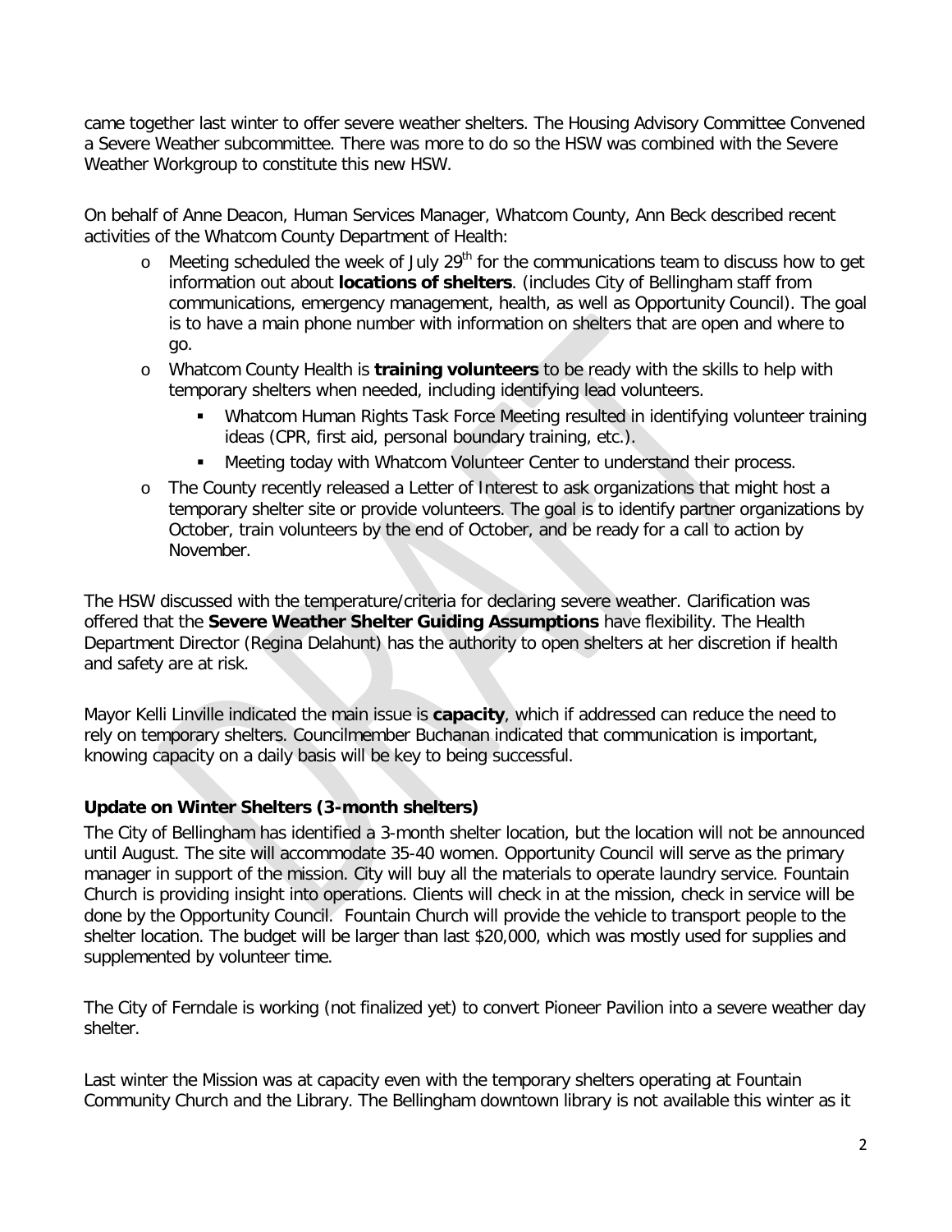came together last winter to offer severe weather shelters. The Housing Advisory Committee Convened a Severe Weather subcommittee. There was more to do so the HSW was combined with the Severe Weather Workgroup to constitute this new HSW.

On behalf of Anne Deacon, Human Services Manager, Whatcom County, Ann Beck described recent activities of the Whatcom County Department of Health:

- Meeting scheduled the week of July 29th for the communications team to discuss how to get information out about **locations of shelters**. (includes City of Bellingham staff from communications, emergency management, health, as well as Opportunity Council). The goal is to have a main phone number with information on shelters that are open and where to go.
- Whatcom County Health is **training volunteers** to be ready with the skills to help with temporary shelters when needed, including identifying lead volunteers.
  - Whatcom Human Rights Task Force Meeting resulted in identifying volunteer training ideas (CPR, first aid, personal boundary training, etc.).
  - Meeting today with Whatcom Volunteer Center to understand their process.
- The County recently released a Letter of Interest to ask organizations that might host a temporary shelter site or provide volunteers. The goal is to identify partner organizations by October, train volunteers by the end of October, and be ready for a call to action by November.

The HSW discussed with the temperature/criteria for declaring severe weather. Clarification was offered that the **Severe Weather Shelter Guiding Assumptions** have flexibility. The Health Department Director (Regina Delahunt) has the authority to open shelters at her discretion if health and safety are at risk.

Mayor Kelli Linville indicated the main issue is **capacity**, which if addressed can reduce the need to rely on temporary shelters. Councilmember Buchanan indicated that communication is important, knowing capacity on a daily basis will be key to being successful.

### Update on Winter Shelters (3-month shelters)

The City of Bellingham has identified a 3-month shelter location, but the location will not be announced until August. The site will accommodate 35-40 women. Opportunity Council will serve as the primary manager in support of the mission. City will buy all the materials to operate laundry service. Fountain Church is providing insight into operations. Clients will check in at the mission, check in service will be done by the Opportunity Council. Fountain Church will provide the vehicle to transport people to the shelter location. The budget will be larger than last $20,000, which was mostly used for supplies and supplemented by volunteer time.

The City of Ferndale is working (not finalized yet) to convert Pioneer Pavilion into a severe weather day shelter.

Last winter the Mission was at capacity even with the temporary shelters operating at Fountain Community Church and the Library. The Bellingham downtown library is not available this winter as it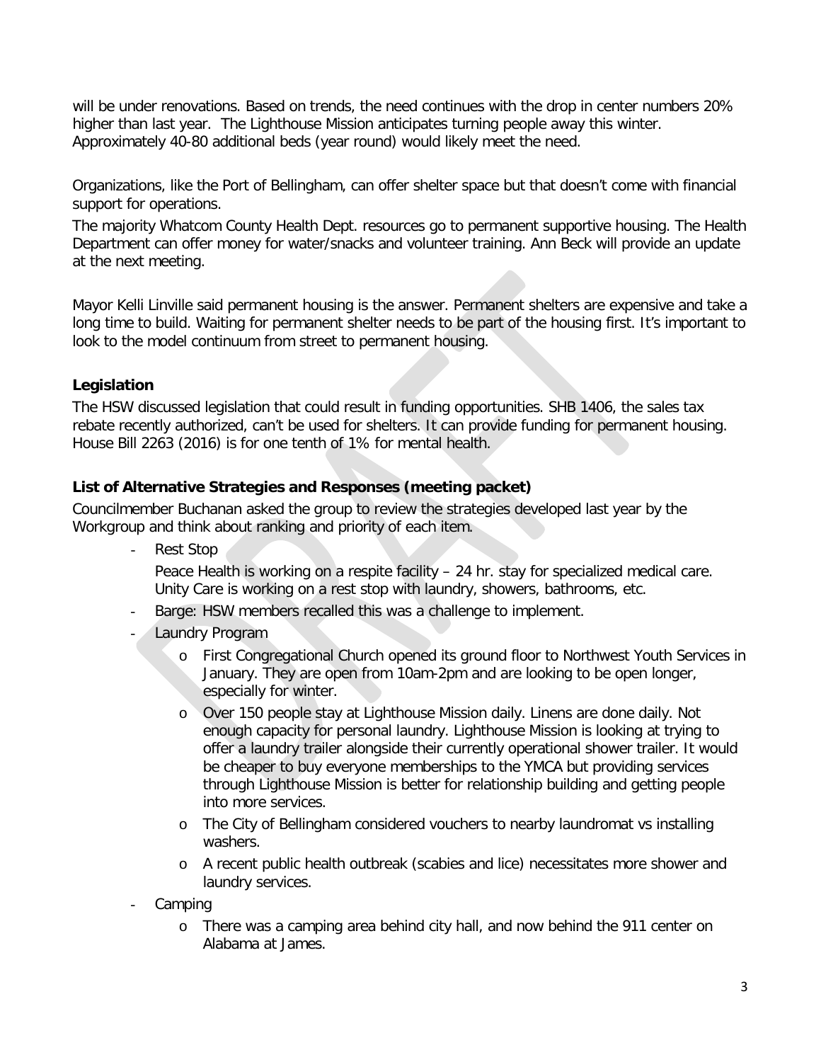will be under renovations. Based on trends, the need continues with the drop in center numbers 20% higher than last year. The Lighthouse Mission anticipates turning people away this winter. Approximately 40-80 additional beds (year round) would likely meet the need.

Organizations, like the Port of Bellingham, can offer shelter space but that doesn't come with financial support for operations.

The majority Whatcom County Health Dept. resources go to permanent supportive housing. The Health Department can offer money for water/snacks and volunteer training. Ann Beck will provide an update at the next meeting.

Mayor Kelli Linville said permanent housing is the answer. Permanent shelters are expensive and take a long time to build. Waiting for permanent shelter needs to be part of the housing first. It's important to look to the model continuum from street to permanent housing.

### Legislation

The HSW discussed legislation that could result in funding opportunities. SHB 1406, the sales tax rebate recently authorized, can't be used for shelters. It can provide funding for permanent housing. House Bill 2263 (2016) is for one tenth of 1% for mental health.

### List of Alternative Strategies and Responses (meeting packet)

Councilmember Buchanan asked the group to review the strategies developed last year by the Workgroup and think about ranking and priority of each item.

- Rest Stop

  Peace Health is working on a respite facility – 24 hr. stay for specialized medical care. Unity Care is working on a rest stop with laundry, showers, bathrooms, etc.

- Barge: HSW members recalled this was a challenge to implement.
- Laundry Program
  - First Congregational Church opened its ground floor to Northwest Youth Services in January. They are open from 10am-2pm and are looking to be open longer, especially for winter.
  - Over 150 people stay at Lighthouse Mission daily. Linens are done daily. Not enough capacity for personal laundry. Lighthouse Mission is looking at trying to offer a laundry trailer alongside their currently operational shower trailer. It would be cheaper to buy everyone memberships to the YMCA but providing services through Lighthouse Mission is better for relationship building and getting people into more services.
  - The City of Bellingham considered vouchers to nearby laundromat vs installing washers.
  - A recent public health outbreak (scabies and lice) necessitates more shower and laundry services.
- Camping
  - There was a camping area behind city hall, and now behind the 911 center on Alabama at James.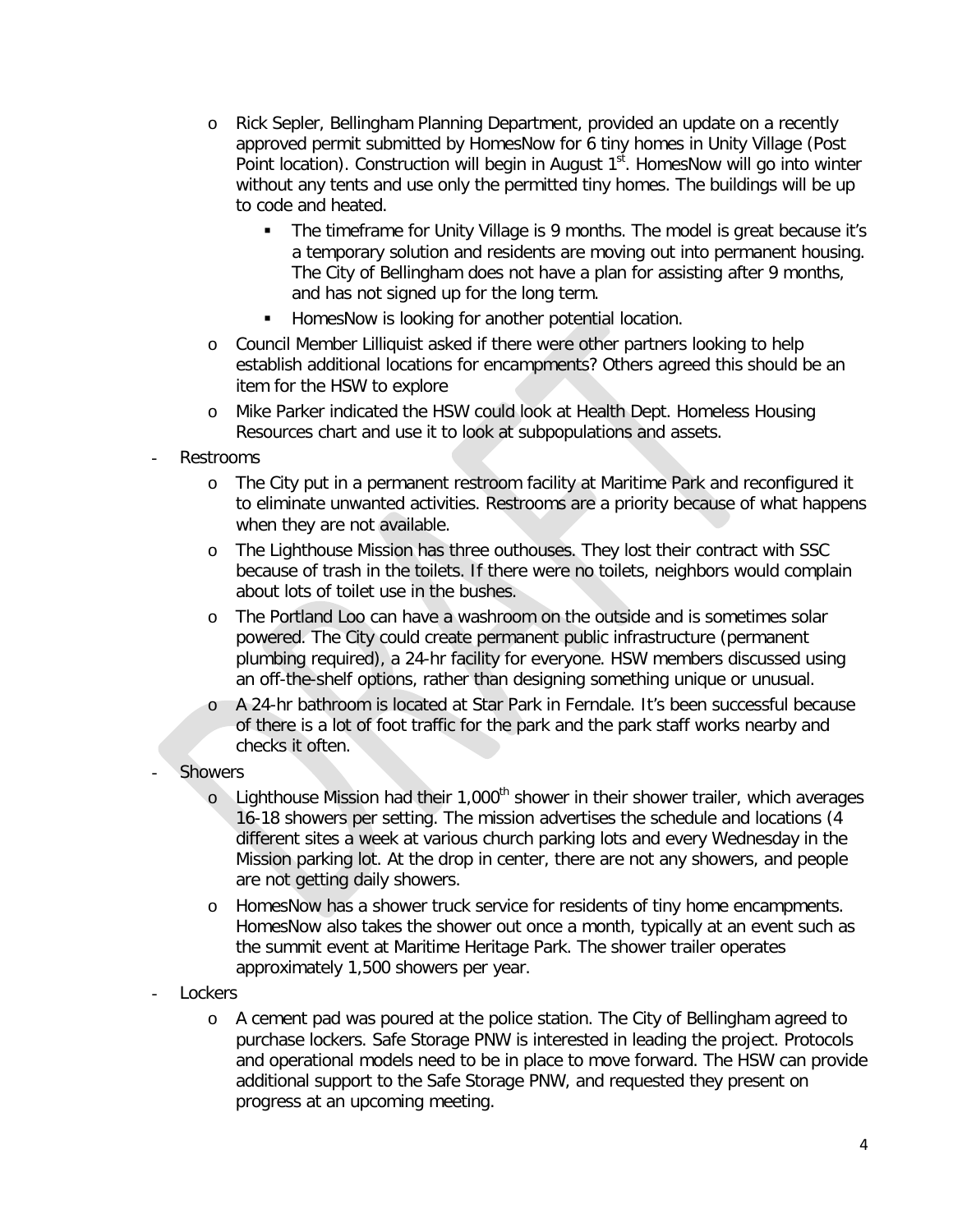- Rick Sepler, Bellingham Planning Department, provided an update on a recently approved permit submitted by HomesNow for 6 tiny homes in Unity Village (Post Point location). Construction will begin in August 1st. HomesNow will go into winter without any tents and use only the permitted tiny homes. The buildings will be up to code and heated.
  - The timeframe for Unity Village is 9 months. The model is great because it's a temporary solution and residents are moving out into permanent housing. The City of Bellingham does not have a plan for assisting after 9 months, and has not signed up for the long term.
  - HomesNow is looking for another potential location.
- Council Member Lilliquist asked if there were other partners looking to help establish additional locations for encampments? Others agreed this should be an item for the HSW to explore
- Mike Parker indicated the HSW could look at Health Dept. Homeless Housing Resources chart and use it to look at subpopulations and assets.

- Restrooms
  - The City put in a permanent restroom facility at Maritime Park and reconfigured it to eliminate unwanted activities. Restrooms are a priority because of what happens when they are not available.
  - The Lighthouse Mission has three outhouses. They lost their contract with SSC because of trash in the toilets. If there were no toilets, neighbors would complain about lots of toilet use in the bushes.
  - The Portland Loo can have a washroom on the outside and is sometimes solar powered. The City could create permanent public infrastructure (permanent plumbing required), a 24-hr facility for everyone. HSW members discussed using an off-the-shelf options, rather than designing something unique or unusual.
  - A 24-hr bathroom is located at Star Park in Ferndale. It's been successful because of there is a lot of foot traffic for the park and the park staff works nearby and checks it often.
- Showers
  - Lighthouse Mission had their 1,000th shower in their shower trailer, which averages 16-18 showers per setting. The mission advertises the schedule and locations (4 different sites a week at various church parking lots and every Wednesday in the Mission parking lot. At the drop in center, there are not any showers, and people are not getting daily showers.
  - HomesNow has a shower truck service for residents of tiny home encampments. HomesNow also takes the shower out once a month, typically at an event such as the summit event at Maritime Heritage Park. The shower trailer operates approximately 1,500 showers per year.
- Lockers
  - A cement pad was poured at the police station. The City of Bellingham agreed to purchase lockers. Safe Storage PNW is interested in leading the project. Protocols and operational models need to be in place to move forward. The HSW can provide additional support to the Safe Storage PNW, and requested they present on progress at an upcoming meeting.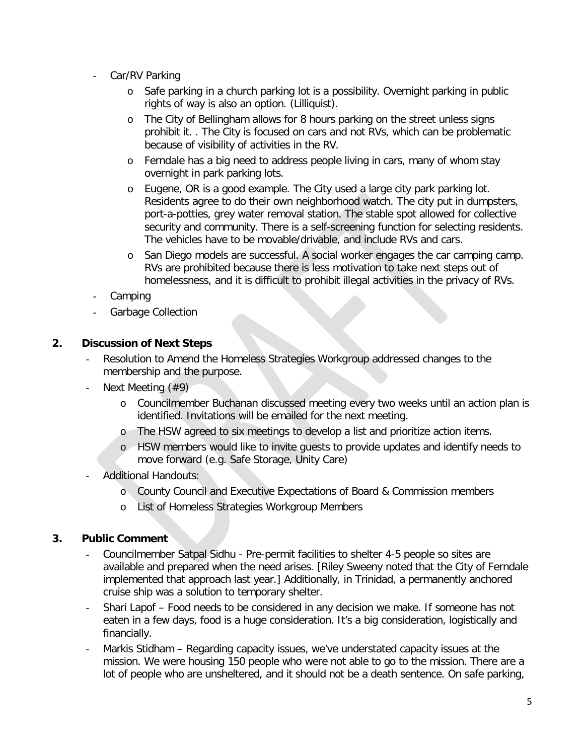- Car/RV Parking
    - Safe parking in a church parking lot is a possibility. Overnight parking in public rights of way is also an option. (Lilliquist).
    - The City of Bellingham allows for 8 hours parking on the street unless signs prohibit it. . The City is focused on cars and not RVs, which can be problematic because of visibility of activities in the RV.
    - Ferndale has a big need to address people living in cars, many of whom stay overnight in park parking lots.
    - Eugene, OR is a good example. The City used a large city park parking lot. Residents agree to do their own neighborhood watch. The city put in dumpsters, port-a-potties, grey water removal station. The stable spot allowed for collective security and community. There is a self-screening function for selecting residents. The vehicles have to be movable/drivable, and include RVs and cars.
    - San Diego models are successful. A social worker engages the car camping camp. RVs are prohibited because there is less motivation to take next steps out of homelessness, and it is difficult to prohibit illegal activities in the privacy of RVs.
- Camping
- Garbage Collection

## 2. Discussion of Next Steps

- Resolution to Amend the Homeless Strategies Workgroup addressed changes to the membership and the purpose.
- Next Meeting (#9)
    - Councilmember Buchanan discussed meeting every two weeks until an action plan is identified. Invitations will be emailed for the next meeting.
    - The HSW agreed to six meetings to develop a list and prioritize action items.
    - HSW members would like to invite guests to provide updates and identify needs to move forward (e.g. Safe Storage, Unity Care)
- Additional Handouts:
    - County Council and Executive Expectations of Board & Commission members
    - List of Homeless Strategies Workgroup Members

## 3. Public Comment

- Councilmember Satpal Sidhu - Pre-permit facilities to shelter 4-5 people so sites are available and prepared when the need arises. [Riley Sweeny noted that the City of Ferndale implemented that approach last year.] Additionally, in Trinidad, a permanently anchored cruise ship was a solution to temporary shelter.
- Shari Lapof – Food needs to be considered in any decision we make. If someone has not eaten in a few days, food is a huge consideration. It's a big consideration, logistically and financially.
- Markis Stidham – Regarding capacity issues, we've understated capacity issues at the mission. We were housing 150 people who were not able to go to the mission. There are a lot of people who are unsheltered, and it should not be a death sentence. On safe parking,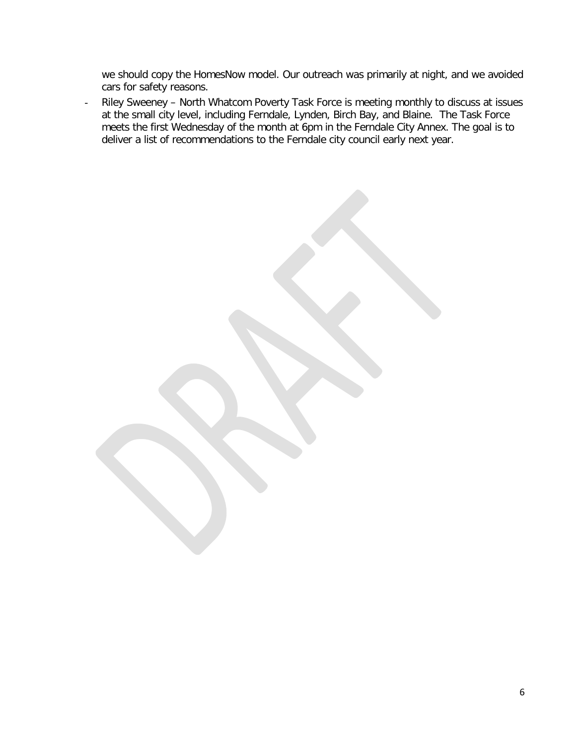we should copy the HomesNow model. Our outreach was primarily at night, and we avoided cars for safety reasons.

- Riley Sweeney – North Whatcom Poverty Task Force is meeting monthly to discuss at issues at the small city level, including Ferndale, Lynden, Birch Bay, and Blaine. The Task Force meets the first Wednesday of the month at 6pm in the Ferndale City Annex. The goal is to deliver a list of recommendations to the Ferndale city council early next year.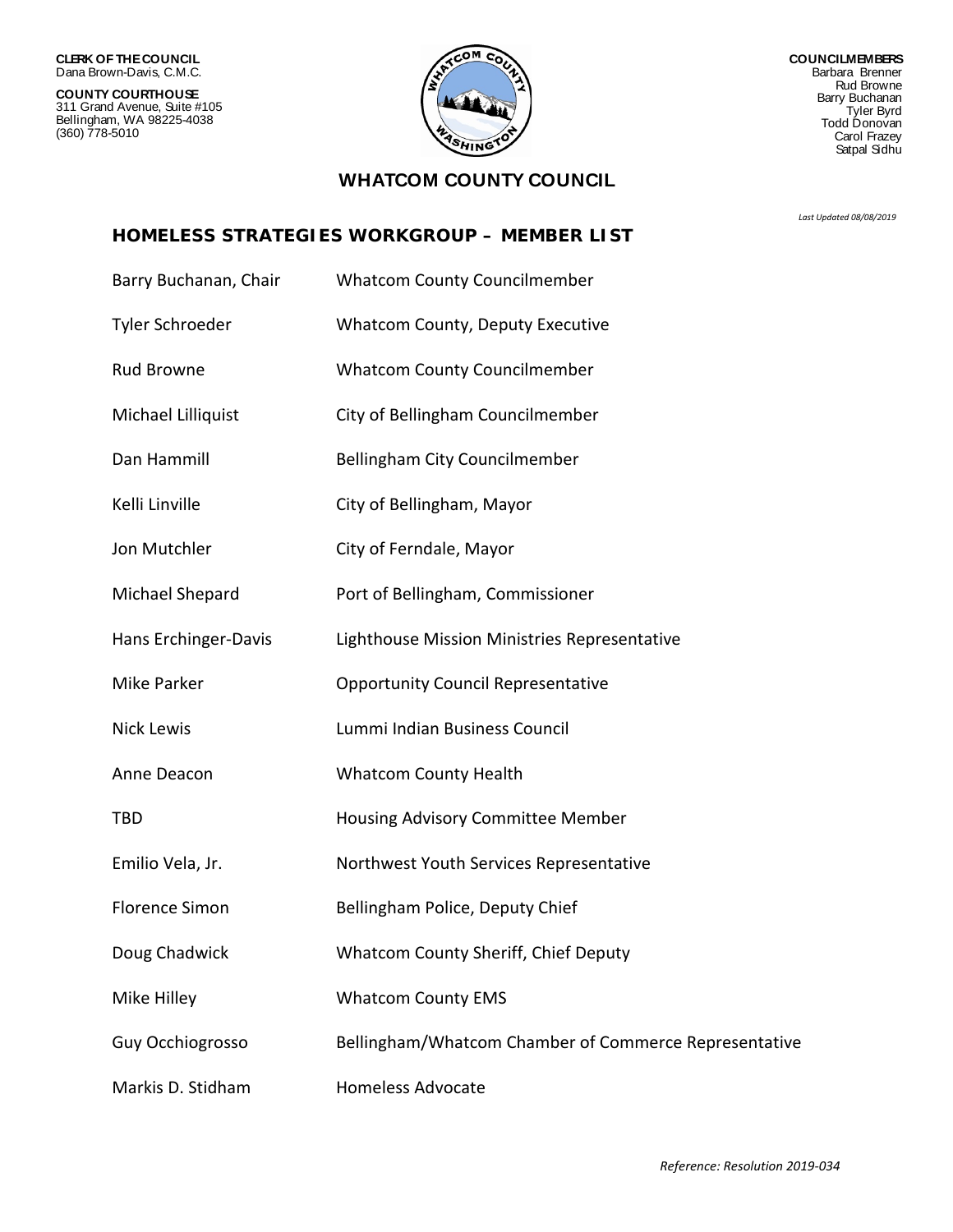**CLERK OF THE COUNCIL**
Dana Brown-Davis, C.M.C.

**COUNTY COURTHOUSE**
311 Grand Avenue, Suite #105
Bellingham, WA 98225-4038
(360) 778-5010

**COUNCILMEMBERS**
Barbara Brenner
Rud Browne
Barry Buchanan
Tyler Byrd
Todd Donovan
Carol Frazey
Satpal Sidhu

# WHATCOM COUNTY COUNCIL

*Last Updated 08/08/2019*

## HOMELESS STRATEGIES WORKGROUP – MEMBER LIST

| Name | Affiliation |
| --- | --- |
| Barry Buchanan, Chair | Whatcom County Councilmember |
| Tyler Schroeder | Whatcom County, Deputy Executive |
| Rud Browne | Whatcom County Councilmember |
| Michael Lilliquist | City of Bellingham Councilmember |
| Dan Hammill | Bellingham City Councilmember |
| Kelli Linville | City of Bellingham, Mayor |
| Jon Mutchler | City of Ferndale, Mayor |
| Michael Shepard | Port of Bellingham, Commissioner |
| Hans Erchinger-Davis | Lighthouse Mission Ministries Representative |
| Mike Parker | Opportunity Council Representative |
| Nick Lewis | Lummi Indian Business Council |
| Anne Deacon | Whatcom County Health |
| TBD | Housing Advisory Committee Member |
| Emilio Vela, Jr. | Northwest Youth Services Representative |
| Florence Simon | Bellingham Police, Deputy Chief |
| Doug Chadwick | Whatcom County Sheriff, Chief Deputy |
| Mike Hilley | Whatcom County EMS |
| Guy Occhiogrosso | Bellingham/Whatcom Chamber of Commerce Representative |
| Markis D. Stidham | Homeless Advocate |

*Reference: Resolution 2019-034*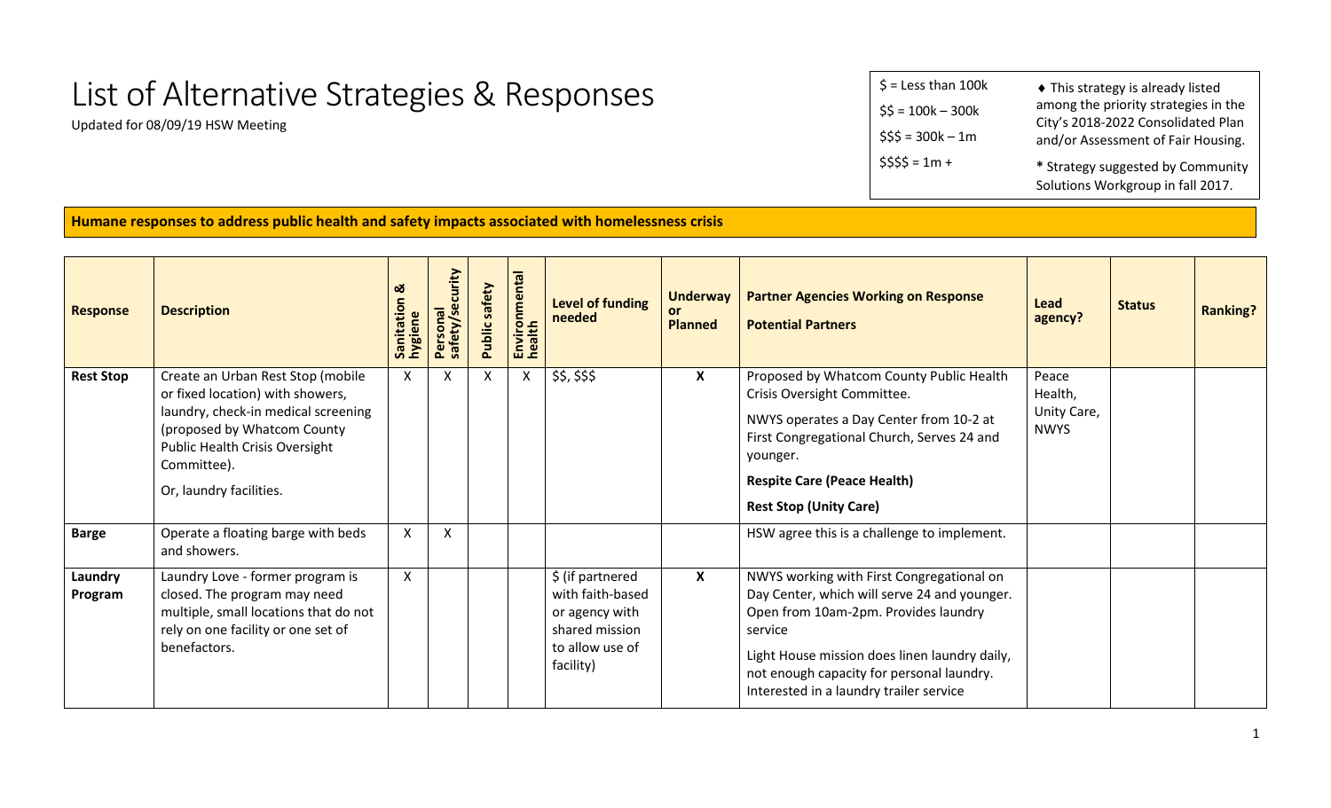# List of Alternative Strategies & Responses

Updated for 08/09/19 HSW Meeting

$ = Less than 100k

$$ = 100k – 300k

$$$ = 300k – 1m

$$$$ = 1m +

♦ This strategy is already listed among the priority strategies in the City's 2018-2022 Consolidated Plan and/or Assessment of Fair Housing.

* Strategy suggested by Community Solutions Workgroup in fall 2017.

**Humane responses to address public health and safety impacts associated with homelessness crisis**

| Response | Description | Sanitation & hygiene | Personal safety/security | Public safety | Environmental health | Level of funding needed | Underway or Planned | Partner Agencies Working on Response<br>Potential Partners | Lead agency? | Status | Ranking? |
|---|---|---|---|---|---|---|---|---|---|---|---|
| **Rest Stop** | Create an Urban Rest Stop (mobile or fixed location) with showers, laundry, check-in medical screening (proposed by Whatcom County Public Health Crisis Oversight Committee).<br>Or, laundry facilities. | X | X | X | X | $$, $$$ | **X** | Proposed by Whatcom County Public Health Crisis Oversight Committee.<br>NWYS operates a Day Center from 10-2 at First Congregational Church, Serves 24 and younger.<br>**Respite Care (Peace Health)**<br>**Rest Stop (Unity Care)** | Peace Health, Unity Care, NWYS | | |
| **Barge** | Operate a floating barge with beds and showers. | X | X | | | | | HSW agree this is a challenge to implement. | | | |
| **Laundry Program** | Laundry Love - former program is closed. The program may need multiple, small locations that do not rely on one facility or one set of benefactors. | X | | | | $ (if partnered with faith-based or agency with shared mission to allow use of facility) | **X** | NWYS working with First Congregational on Day Center, which will serve 24 and younger. Open from 10am-2pm. Provides laundry service<br>Light House mission does linen laundry daily, not enough capacity for personal laundry. Interested in a laundry trailer service | | | |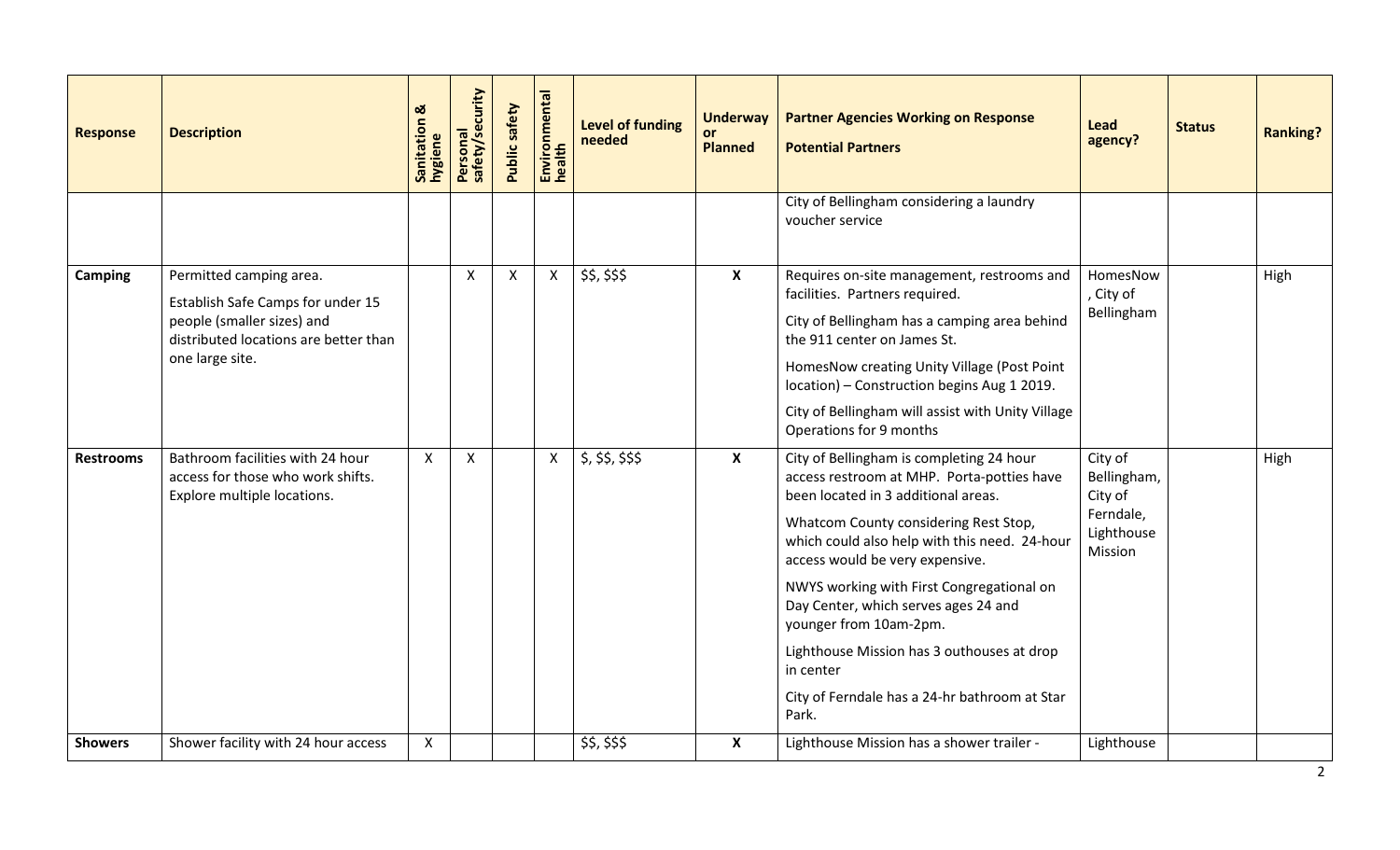| Response | Description | Sanitation & hygiene | Personal safety/security | Public safety | Environmental health | Level of funding needed | Underway or Planned | Partner Agencies Working on Response<br>Potential Partners | Lead agency? | Status | Ranking? |
|---|---|---|---|---|---|---|---|---|---|---|---|
| | | | | | | | | City of Bellingham considering a laundry voucher service | | | |
| **Camping** | Permitted camping area.<br>Establish Safe Camps for under 15 people (smaller sizes) and distributed locations are better than one large site. | | X | X | X | $$, $$$ | **X** | Requires on-site management, restrooms and facilities. Partners required.<br>City of Bellingham has a camping area behind the 911 center on James St.<br>HomesNow creating Unity Village (Post Point location) – Construction begins Aug 1 2019.<br>City of Bellingham will assist with Unity Village Operations for 9 months | HomesNow, City of Bellingham | | High |
| **Restrooms** | Bathroom facilities with 24 hour access for those who work shifts. Explore multiple locations. | X | X | | X | $, $$, $$$ | **X** | City of Bellingham is completing 24 hour access restroom at MHP. Porta-potties have been located in 3 additional areas.<br>Whatcom County considering Rest Stop, which could also help with this need. 24-hour access would be very expensive.<br>NWYS working with First Congregational on Day Center, which serves ages 24 and younger from 10am-2pm.<br>Lighthouse Mission has 3 outhouses at drop in center<br>City of Ferndale has a 24-hr bathroom at Star Park. | City of Bellingham, City of Ferndale, Lighthouse Mission | | High |
| **Showers** | Shower facility with 24 hour access | X | | | | $$, $$$ | **X** | Lighthouse Mission has a shower trailer - | Lighthouse | | |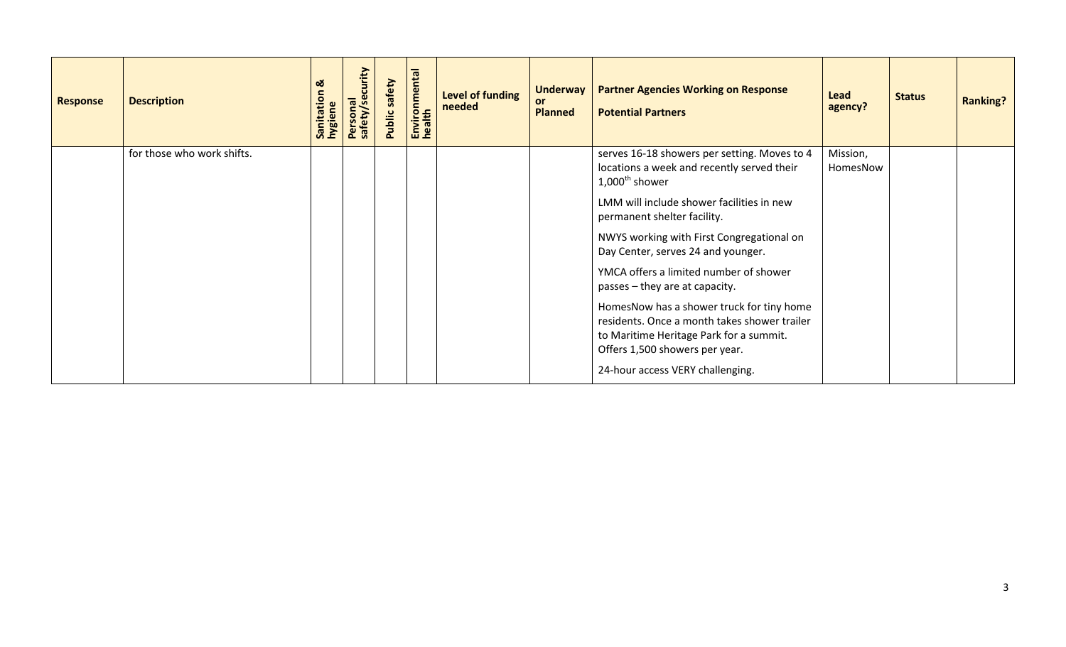| Response | Description | Sanitation & hygiene | Personal safety/security | Public safety | Environmental health | Level of funding needed | Underway or Planned | Partner Agencies Working on Response<br>Potential Partners | Lead agency? | Status | Ranking? |
|---|---|---|---|---|---|---|---|---|---|---|---|
| | for those who work shifts. | | | | | | | serves 16-18 showers per setting. Moves to 4 locations a week and recently served their 1,000th shower<br><br>LMM will include shower facilities in new permanent shelter facility.<br><br>NWYS working with First Congregational on Day Center, serves 24 and younger.<br><br>YMCA offers a limited number of shower passes – they are at capacity.<br><br>HomesNow has a shower truck for tiny home residents. Once a month takes shower trailer to Maritime Heritage Park for a summit. Offers 1,500 showers per year.<br><br>24-hour access VERY challenging. | Mission, HomesNow | | |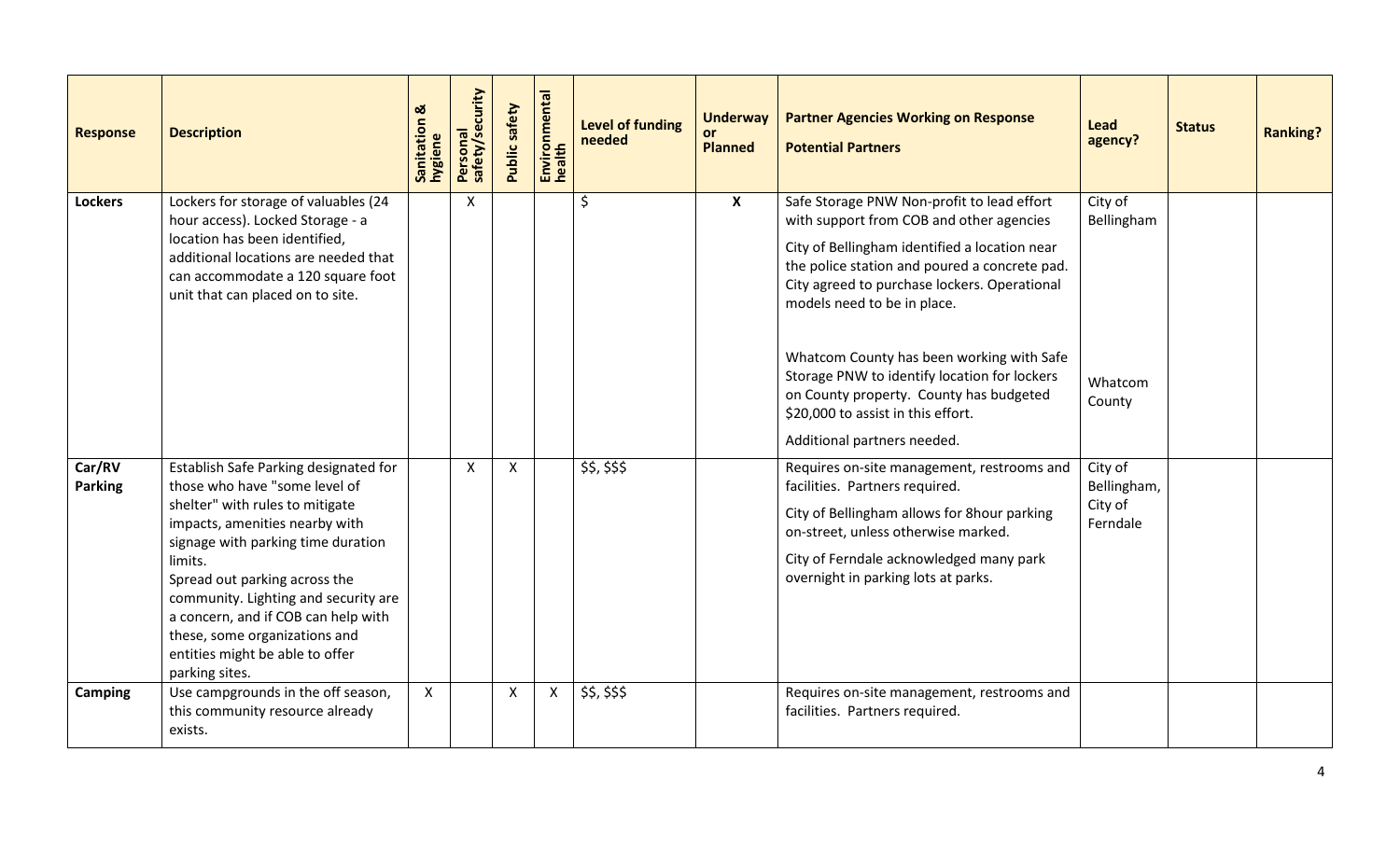| Response | Description | Sanitation & hygiene | Personal safety/security | Public safety | Environmental health | Level of funding needed | Underway or Planned | Partner Agencies Working on Response<br>Potential Partners | Lead agency? | Status | Ranking? |
|---|---|---|---|---|---|---|---|---|---|---|---|
| **Lockers** | Lockers for storage of valuables (24 hour access). Locked Storage - a location has been identified, additional locations are needed that can accommodate a 120 square foot unit that can placed on to site. | | X | | | $ | **X** | Safe Storage PNW Non-profit to lead effort with support from COB and other agencies<br>City of Bellingham identified a location near the police station and poured a concrete pad. City agreed to purchase lockers. Operational models need to be in place.<br>Whatcom County has been working with Safe Storage PNW to identify location for lockers on County property. County has budgeted $20,000 to assist in this effort.<br>Additional partners needed. | City of Bellingham<br>Whatcom County | | |
| **Car/RV Parking** | Establish Safe Parking designated for those who have "some level of shelter" with rules to mitigate impacts, amenities nearby with signage with parking time duration limits.<br>Spread out parking across the community. Lighting and security are a concern, and if COB can help with these, some organizations and entities might be able to offer parking sites. | | X | X | | $$, $$$ | | Requires on-site management, restrooms and facilities. Partners required.<br>City of Bellingham allows for 8hour parking on-street, unless otherwise marked.<br>City of Ferndale acknowledged many park overnight in parking lots at parks. | City of Bellingham, City of Ferndale | | |
| **Camping** | Use campgrounds in the off season, this community resource already exists. | X | | X | X | $$, $$$ | | Requires on-site management, restrooms and facilities. Partners required. | | | |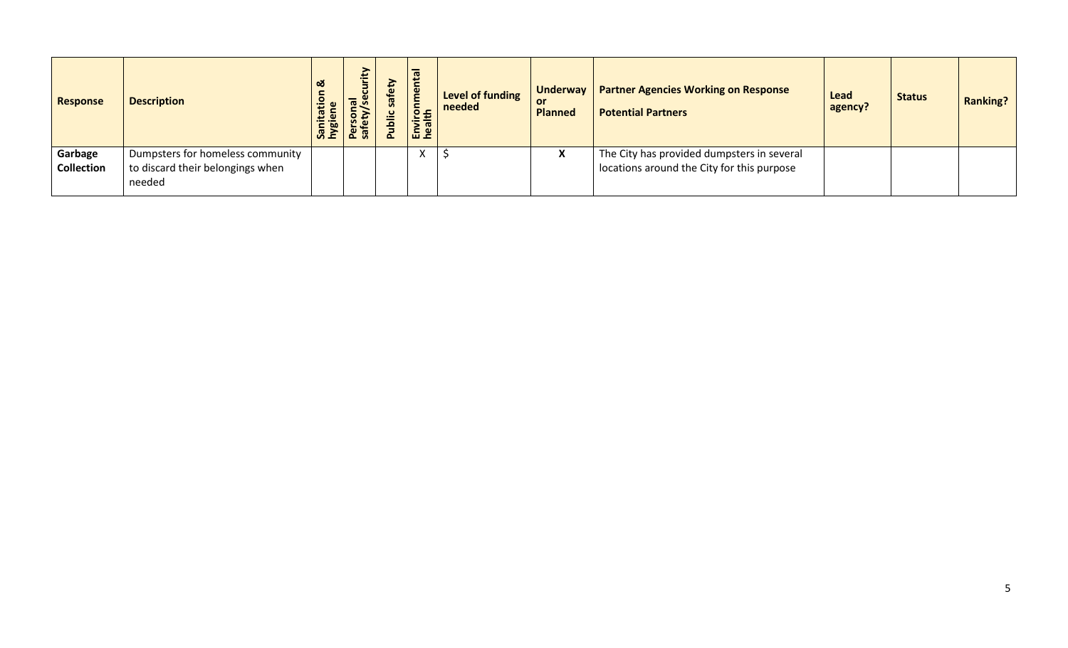| Response | Description | Sanitation & hygiene | Personal safety/security | Public safety | Environmental health | Level of funding needed | Underway or Planned | Partner Agencies Working on Response<br>Potential Partners | Lead agency? | Status | Ranking? |
|---|---|---|---|---|---|---|---|---|---|---|---|
| **Garbage Collection** | Dumpsters for homeless community to discard their belongings when needed | | | | X | $ | **X** | The City has provided dumpsters in several locations around the City for this purpose | | | |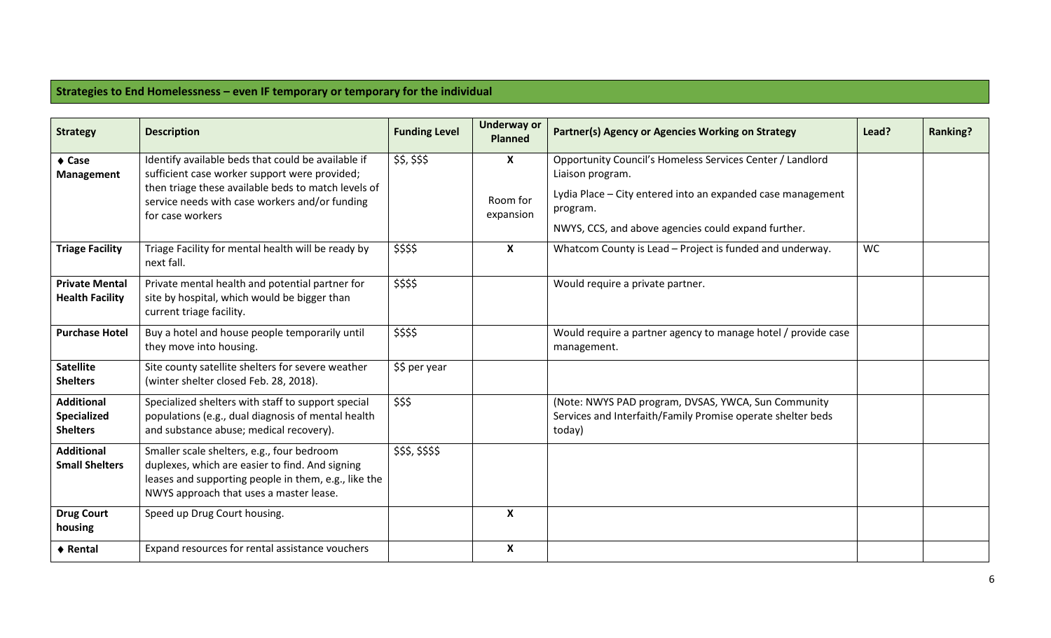## Strategies to End Homelessness – even IF temporary or temporary for the individual

| Strategy | Description | Funding Level | Underway or Planned | Partner(s) Agency or Agencies Working on Strategy | Lead? | Ranking? |
|---|---|---|---|---|---|---|
| ♦ **Case Management** | Identify available beds that could be available if sufficient case worker support were provided; then triage these available beds to match levels of service needs with case workers and/or funding for case workers | $$, $$$ | **X**<br><br>Room for expansion | Opportunity Council's Homeless Services Center / Landlord Liaison program.<br><br>Lydia Place – City entered into an expanded case management program.<br><br>NWYS, CCS, and above agencies could expand further. | | |
| **Triage Facility** | Triage Facility for mental health will be ready by next fall. | $$$$ | **X** | Whatcom County is Lead – Project is funded and underway. | WC | |
| **Private Mental Health Facility** | Private mental health and potential partner for site by hospital, which would be bigger than current triage facility. | $$$$ | | Would require a private partner. | | |
| **Purchase Hotel** | Buy a hotel and house people temporarily until they move into housing. | $$$$ | | Would require a partner agency to manage hotel / provide case management. | | |
| **Satellite Shelters** | Site county satellite shelters for severe weather (winter shelter closed Feb. 28, 2018). | $$ per year | | | | |
| **Additional Specialized Shelters** | Specialized shelters with staff to support special populations (e.g., dual diagnosis of mental health and substance abuse; medical recovery). | $$$ | | (Note: NWYS PAD program, DVSAS, YWCA, Sun Community Services and Interfaith/Family Promise operate shelter beds today) | | |
| **Additional Small Shelters** | Smaller scale shelters, e.g., four bedroom duplexes, which are easier to find. And signing leases and supporting people in them, e.g., like the NWYS approach that uses a master lease. | $$$, $$$$ | | | | |
| **Drug Court housing** | Speed up Drug Court housing. | | **X** | | | |
| ♦ **Rental** | Expand resources for rental assistance vouchers | | **X** | | | |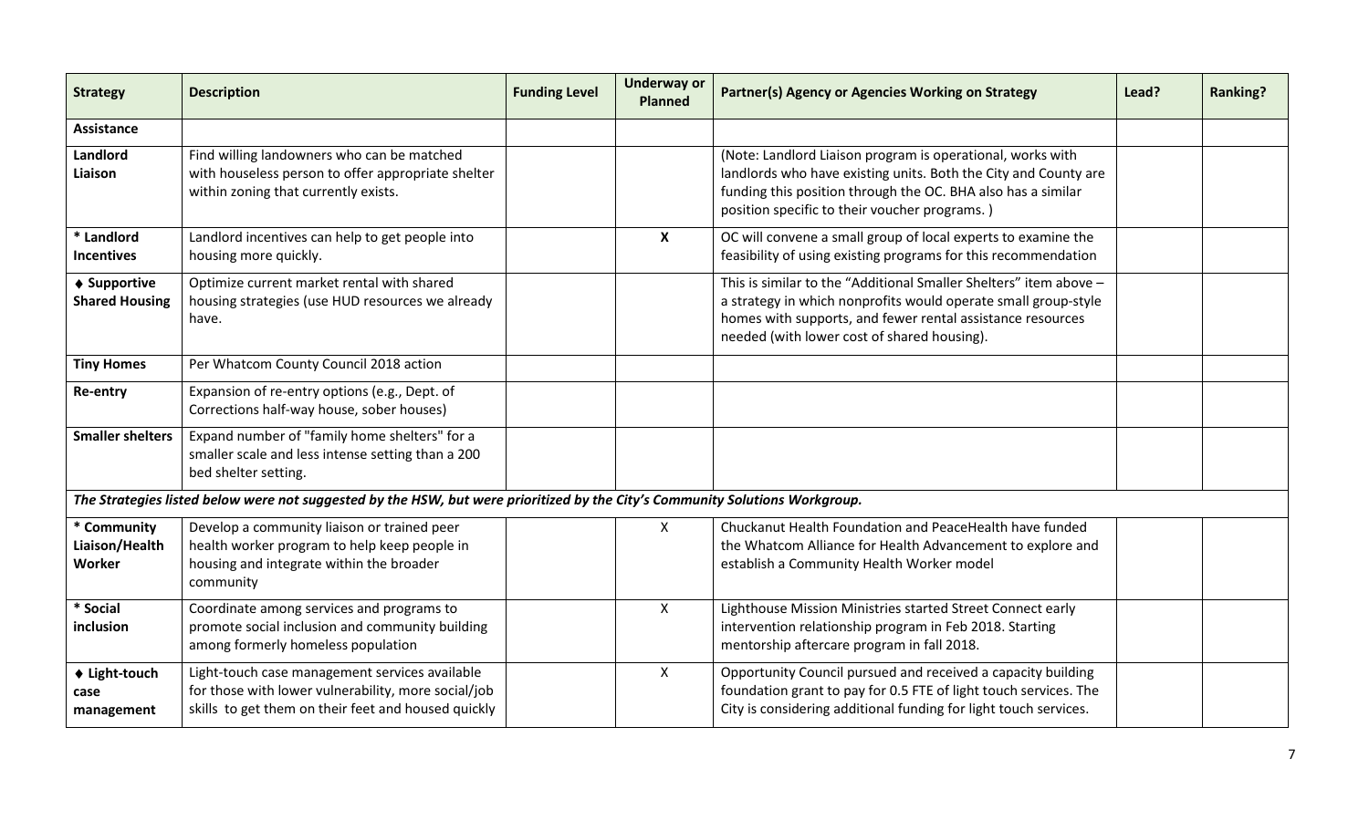| Strategy | Description | Funding Level | Underway or Planned | Partner(s) Agency or Agencies Working on Strategy | Lead? | Ranking? |
|---|---|---|---|---|---|---|
| **Assistance** | | | | | | |
| **Landlord Liaison** | Find willing landowners who can be matched with houseless person to offer appropriate shelter within zoning that currently exists. | | | (Note: Landlord Liaison program is operational, works with landlords who have existing units. Both the City and County are funding this position through the OC. BHA also has a similar position specific to their voucher programs. ) | | |
| **\* Landlord Incentives** | Landlord incentives can help to get people into housing more quickly. | | **X** | OC will convene a small group of local experts to examine the feasibility of using existing programs for this recommendation | | |
| **♦ Supportive Shared Housing** | Optimize current market rental with shared housing strategies (use HUD resources we already have. | | | This is similar to the "Additional Smaller Shelters" item above – a strategy in which nonprofits would operate small group-style homes with supports, and fewer rental assistance resources needed (with lower cost of shared housing). | | |
| **Tiny Homes** | Per Whatcom County Council 2018 action | | | | | |
| **Re-entry** | Expansion of re-entry options (e.g., Dept. of Corrections half-way house, sober houses) | | | | | |
| **Smaller shelters** | Expand number of "family home shelters" for a smaller scale and less intense setting than a 200 bed shelter setting. | | | | | |
| ***The Strategies listed below were not suggested by the HSW, but were prioritized by the City's Community Solutions Workgroup.*** | | | | | | |
| **\* Community Liaison/Health Worker** | Develop a community liaison or trained peer health worker program to help keep people in housing and integrate within the broader community | | X | Chuckanut Health Foundation and PeaceHealth have funded the Whatcom Alliance for Health Advancement to explore and establish a Community Health Worker model | | |
| **\* Social inclusion** | Coordinate among services and programs to promote social inclusion and community building among formerly homeless population | | X | Lighthouse Mission Ministries started Street Connect early intervention relationship program in Feb 2018. Starting mentorship aftercare program in fall 2018. | | |
| **♦ Light-touch case management** | Light-touch case management services available for those with lower vulnerability, more social/job skills to get them on their feet and housed quickly | | X | Opportunity Council pursued and received a capacity building foundation grant to pay for 0.5 FTE of light touch services. The City is considering additional funding for light touch services. | | |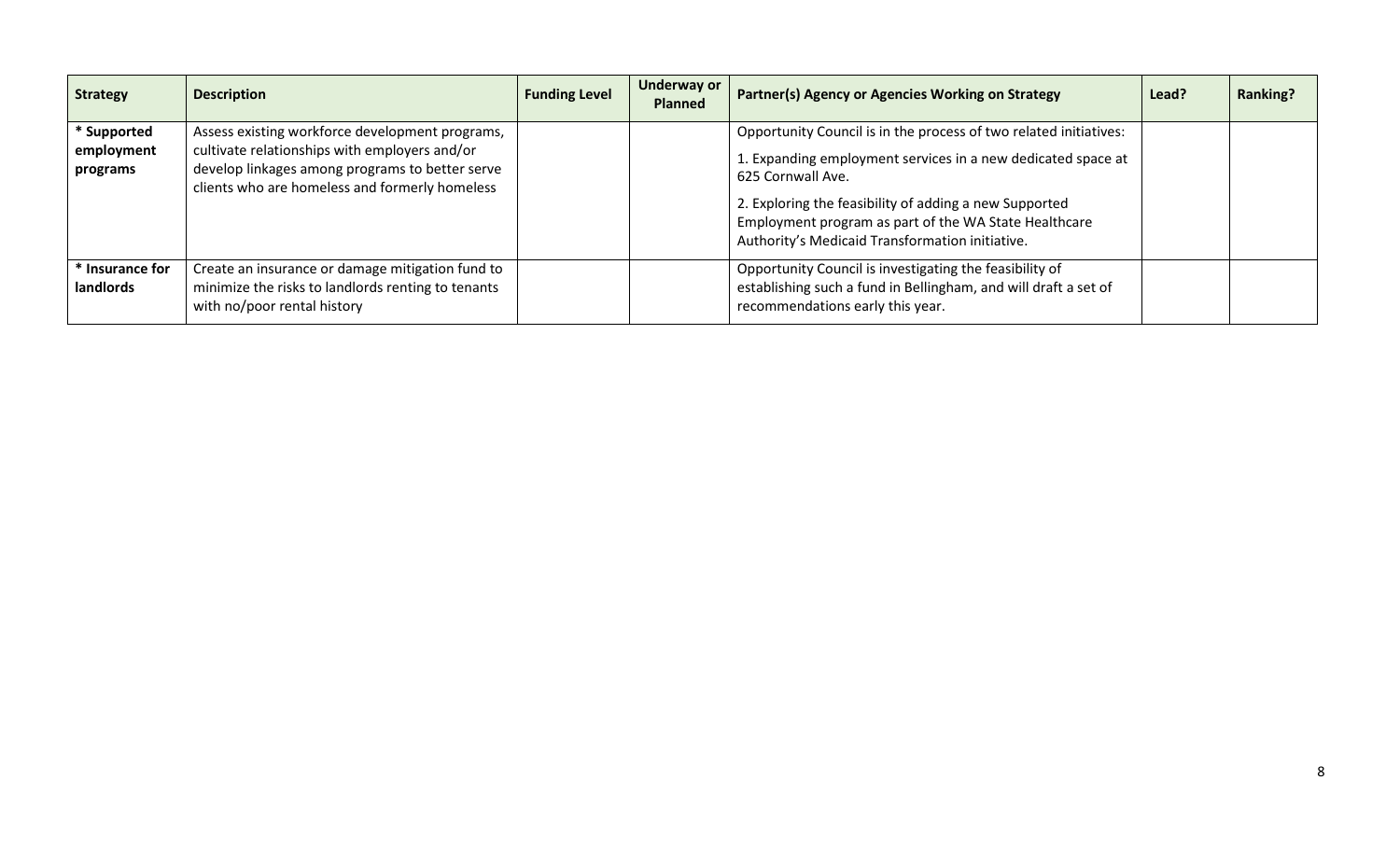| Strategy | Description | Funding Level | Underway or Planned | Partner(s) Agency or Agencies Working on Strategy | Lead? | Ranking? |
|---|---|---|---|---|---|---|
| * Supported employment programs | Assess existing workforce development programs, cultivate relationships with employers and/or develop linkages among programs to better serve clients who are homeless and formerly homeless | | | Opportunity Council is in the process of two related initiatives:<br><br>1. Expanding employment services in a new dedicated space at 625 Cornwall Ave.<br><br>2. Exploring the feasibility of adding a new Supported Employment program as part of the WA State Healthcare Authority's Medicaid Transformation initiative. | | |
| * Insurance for landlords | Create an insurance or damage mitigation fund to minimize the risks to landlords renting to tenants with no/poor rental history | | | Opportunity Council is investigating the feasibility of establishing such a fund in Bellingham, and will draft a set of recommendations early this year. | | |